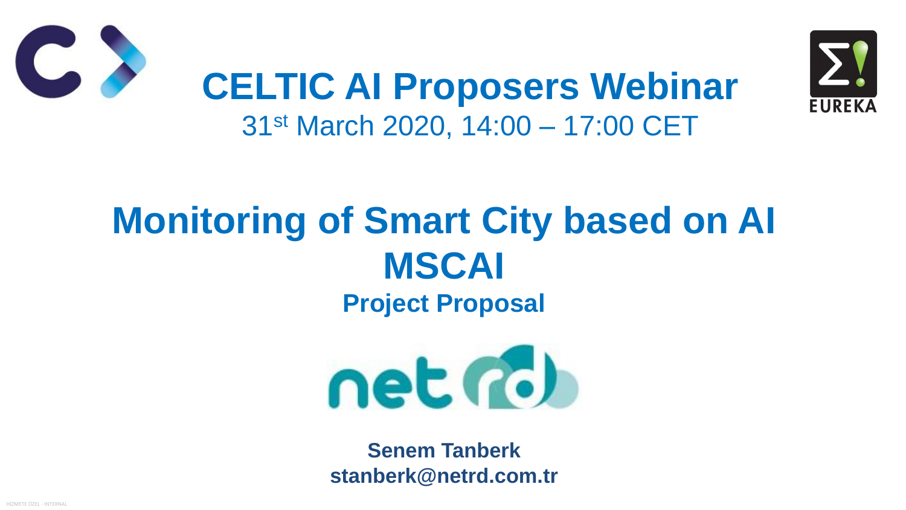# CELTIC AI Proposers Webinar

31st March 2020, 14:00 – 17:00 CET

# Monitoring of Smart City based on AI

# MSCAI

## Project Proposal

**Senem Tanberk**

**stanberk@netrd.com.tr**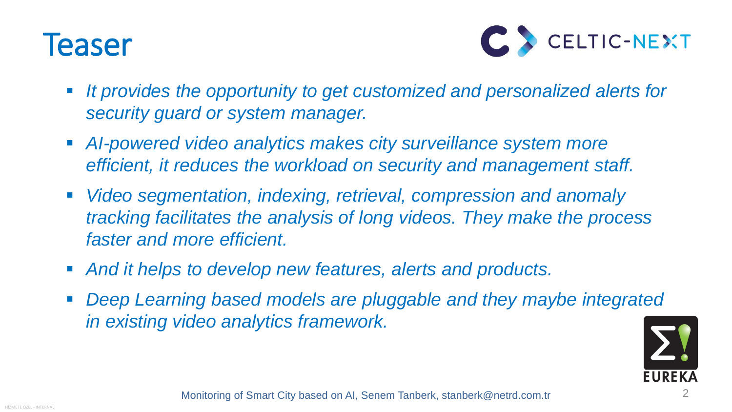# Teaser

- *It provides the opportunity to get customized and personalized alerts for security guard or system manager.*
- *AI-powered video analytics makes city surveillance system more efficient, it reduces the workload on security and management staff.*
- *Video segmentation, indexing, retrieval, compression and anomaly tracking facilitates the analysis of long videos. They make the process faster and more efficient.*
- *And it helps to develop new features, alerts and products.*
- *Deep Learning based models are pluggable and they maybe integrated in existing video analytics framework.*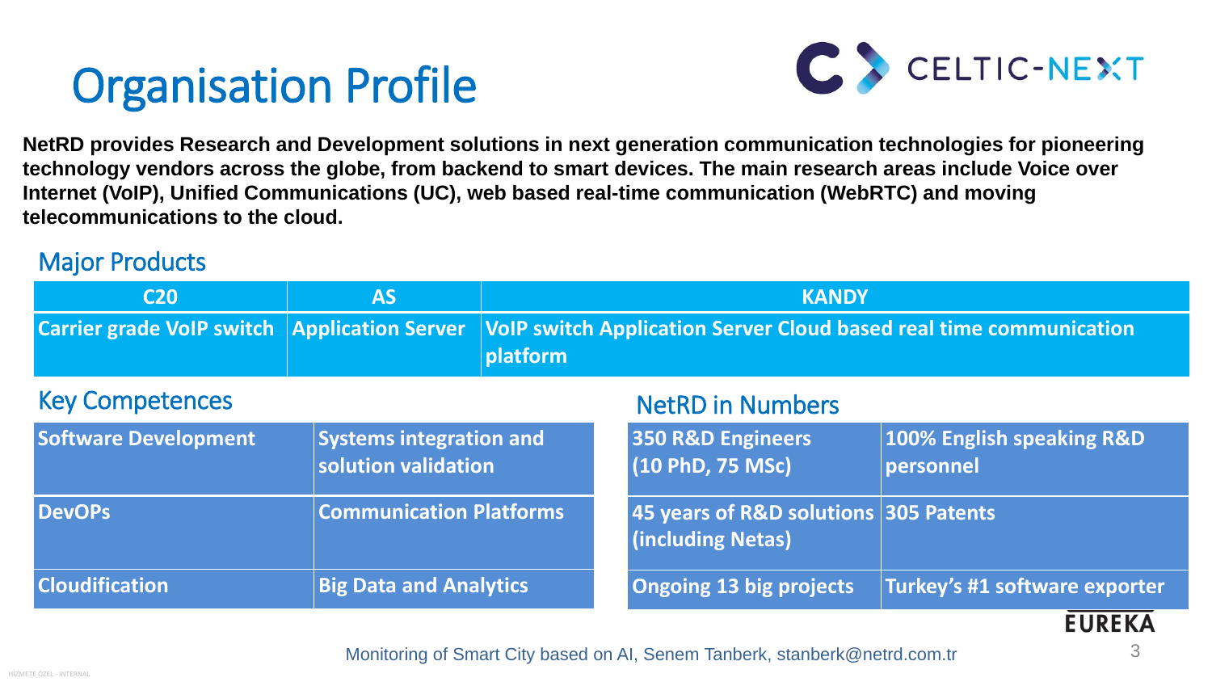# Organisation Profile

**NetRD provides Research and Development solutions in next generation communication technologies for pioneering technology vendors across the globe, from backend to smart devices. The main research areas include Voice over Internet (VoIP), Unified Communications (UC), web based real-time communication (WebRTC) and moving telecommunications to the cloud.**

## Major Products

| C20 | AS | KANDY |
| --- | --- | --- |
| Carrier grade VoIP switch | Application Server | VoIP switch Application Server Cloud based real time communication platform |

## Key Competences

| | |
| --- | --- |
| Software Development | Systems integration and solution validation |
| DevOPs | Communication Platforms |
| Cloudification | Big Data and Analytics |

## NetRD in Numbers

| | |
| --- | --- |
| 350 R&D Engineers (10 PhD, 75 MSc) | 100% English speaking R&D personnel |
| 45 years of R&D solutions (including Netas) | 305 Patents |
| Ongoing 13 big projects | Turkey's #1 software exporter |

Monitoring of Smart City based on AI, Senem Tanberk, stanberk@netrd.com.tr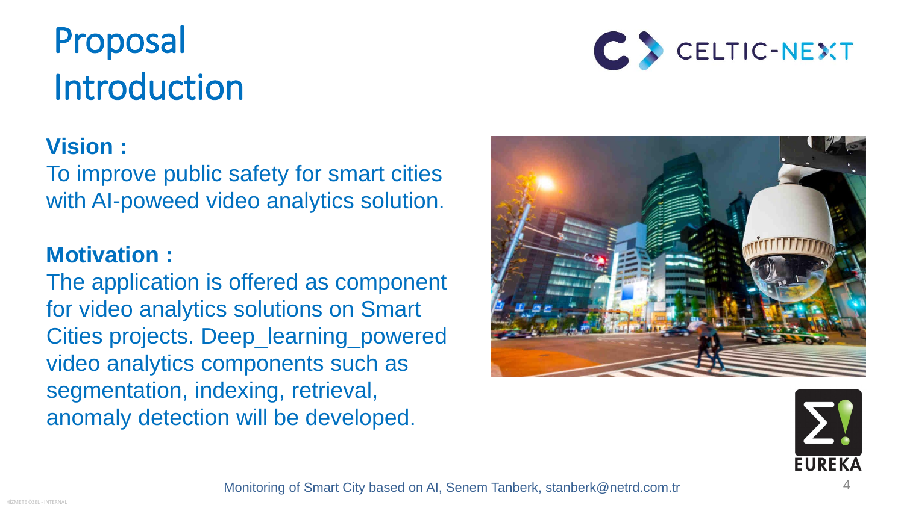# Proposal Introduction

**Vision :**

To improve public safety for smart cities with AI-poweed video analytics solution.

**Motivation :**

The application is offered as component for video analytics solutions on Smart Cities projects. Deep_learning_powered video analytics components such as segmentation, indexing, retrieval, anomaly detection will be developed.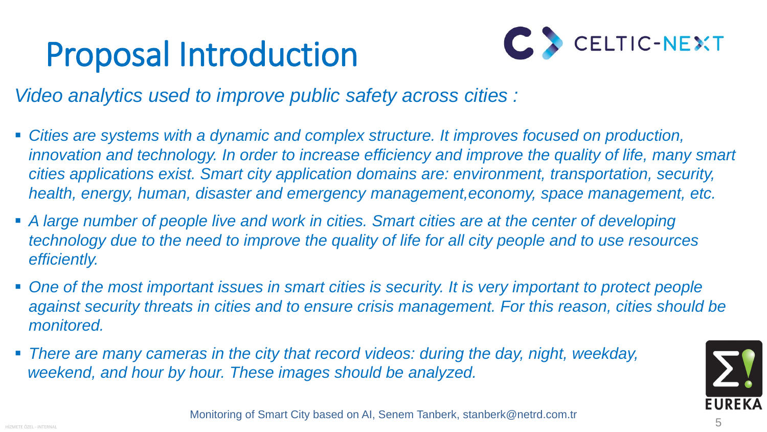# Proposal Introduction

*Video analytics used to improve public safety across cities :*

- *Cities are systems with a dynamic and complex structure. It improves focused on production, innovation and technology. In order to increase efficiency and improve the quality of life, many smart cities applications exist. Smart city application domains are: environment, transportation, security, health, energy, human, disaster and emergency management,economy, space management, etc.*
- *A large number of people live and work in cities. Smart cities are at the center of developing technology due to the need to improve the quality of life for all city people and to use resources efficiently.*
- *One of the most important issues in smart cities is security. It is very important to protect people against security threats in cities and to ensure crisis management. For this reason, cities should be monitored.*
- *There are many cameras in the city that record videos: during the day, night, weekday, weekend, and hour by hour. These images should be analyzed.*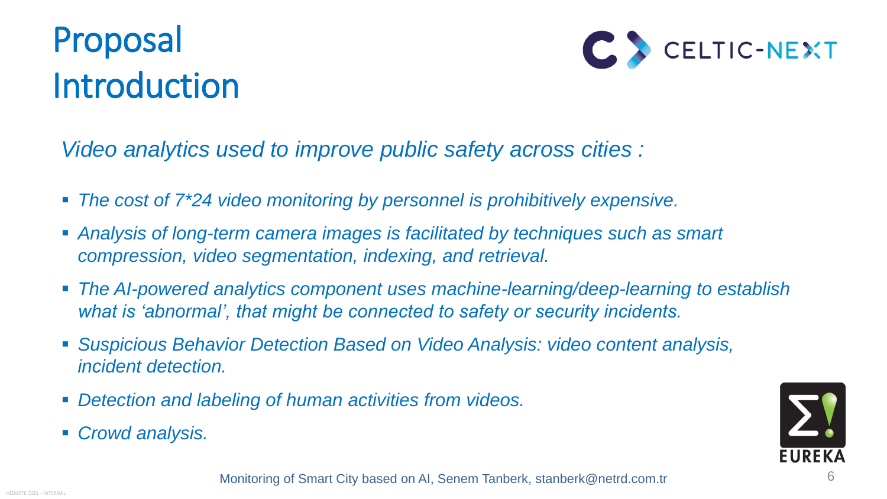# Proposal Introduction

*Video analytics used to improve public safety across cities :*

- *The cost of 7*24 video monitoring by personnel is prohibitively expensive.*
- *Analysis of long-term camera images is facilitated by techniques such as smart compression, video segmentation, indexing, and retrieval.*
- *The AI-powered analytics component uses machine-learning/deep-learning to establish what is 'abnormal', that might be connected to safety or security incidents.*
- *Suspicious Behavior Detection Based on Video Analysis: video content analysis, incident detection.*
- *Detection and labeling of human activities from videos.*
- *Crowd analysis.*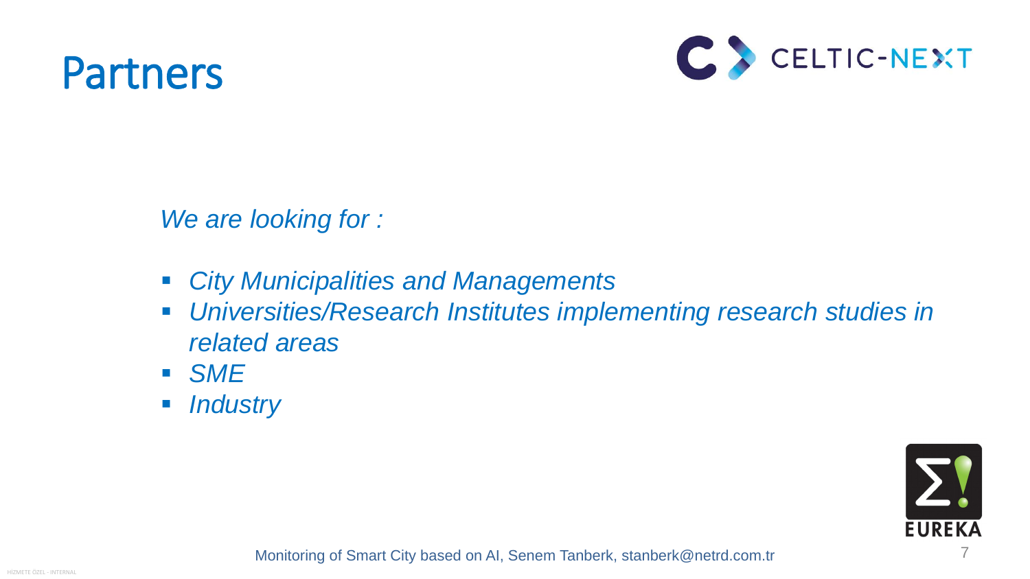# Partners

*We are looking for :*

- *City Municipalities and Managements*
- *Universities/Research Institutes implementing research studies in related areas*
- *SME*
- *Industry*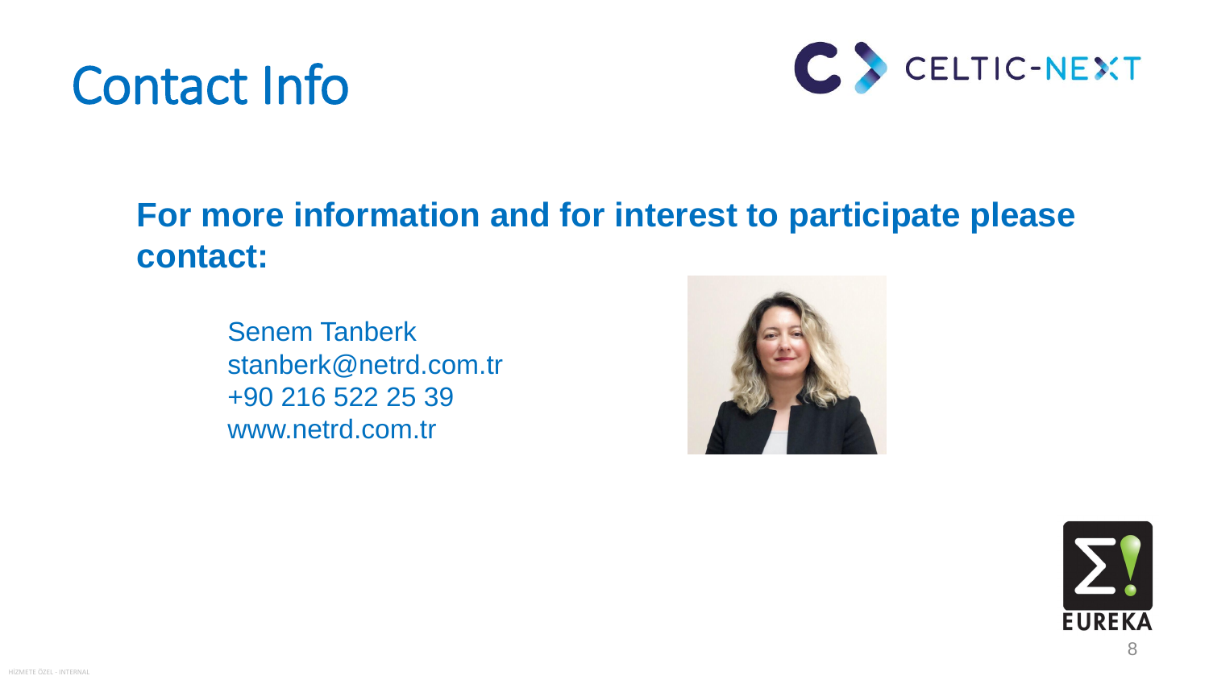# Contact Info

**For more information and for interest to participate please contact:**

Senem Tanberk
stanberk@netrd.com.tr
+90 216 522 25 39
www.netrd.com.tr